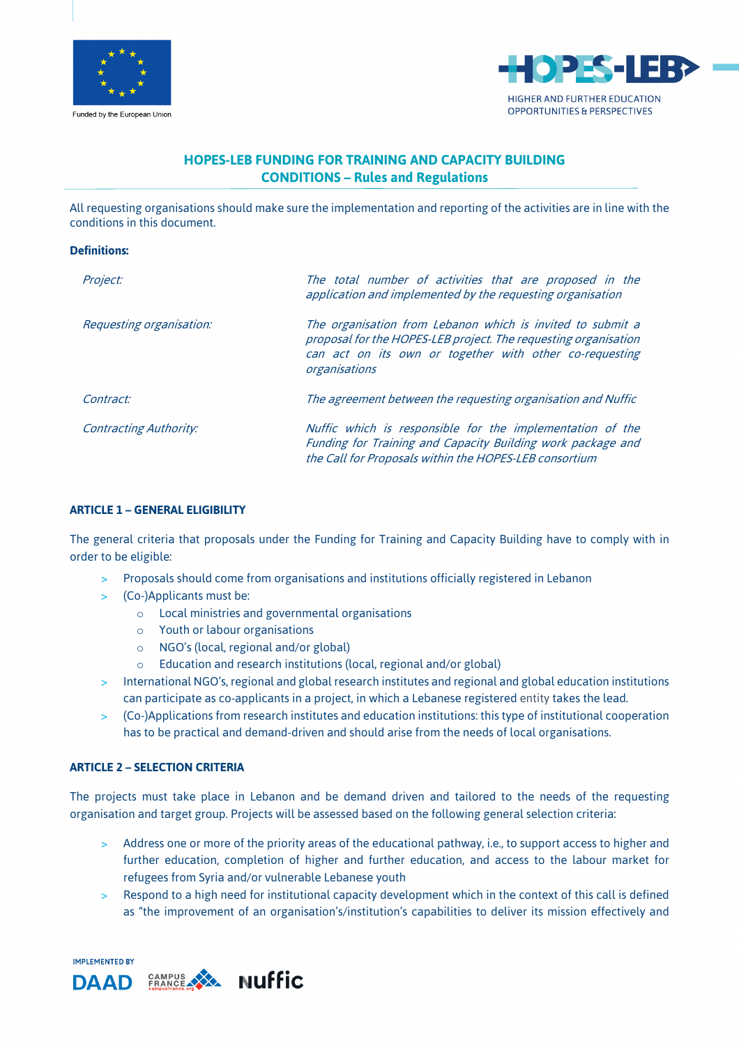## HOPES-LEB FUNDING FOR TRAINING AND CAPACITY BUILDING CONDITIONS – Rules and Regulations

All requesting organisations should make sure the implementation and reporting of the activities are in line with the conditions in this document.

**Definitions:**

| | |
|---|---|
| *Project:* | *The total number of activities that are proposed in the application and implemented by the requesting organisation* |
| *Requesting organisation:* | *The organisation from Lebanon which is invited to submit a proposal for the HOPES-LEB project. The requesting organisation can act on its own or together with other co-requesting organisations* |
| *Contract:* | *The agreement between the requesting organisation and Nuffic* |
| *Contracting Authority:* | *Nuffic which is responsible for the implementation of the Funding for Training and Capacity Building work package and the Call for Proposals within the HOPES-LEB consortium* |

### ARTICLE 1 – GENERAL ELIGIBILITY

The general criteria that proposals under the Funding for Training and Capacity Building have to comply with in order to be eligible:

- Proposals should come from organisations and institutions officially registered in Lebanon
- (Co-)Applicants must be:
  - Local ministries and governmental organisations
  - Youth or labour organisations
  - NGO's (local, regional and/or global)
  - Education and research institutions (local, regional and/or global)
- International NGO's, regional and global research institutes and regional and global education institutions can participate as co-applicants in a project, in which a Lebanese registered entity takes the lead.
- (Co-)Applications from research institutes and education institutions: this type of institutional cooperation has to be practical and demand-driven and should arise from the needs of local organisations.

### ARTICLE 2 – SELECTION CRITERIA

The projects must take place in Lebanon and be demand driven and tailored to the needs of the requesting organisation and target group. Projects will be assessed based on the following general selection criteria:

- Address one or more of the priority areas of the educational pathway, i.e., to support access to higher and further education, completion of higher and further education, and access to the labour market for refugees from Syria and/or vulnerable Lebanese youth
- Respond to a high need for institutional capacity development which in the context of this call is defined as "the improvement of an organisation's/institution's capabilities to deliver its mission effectively and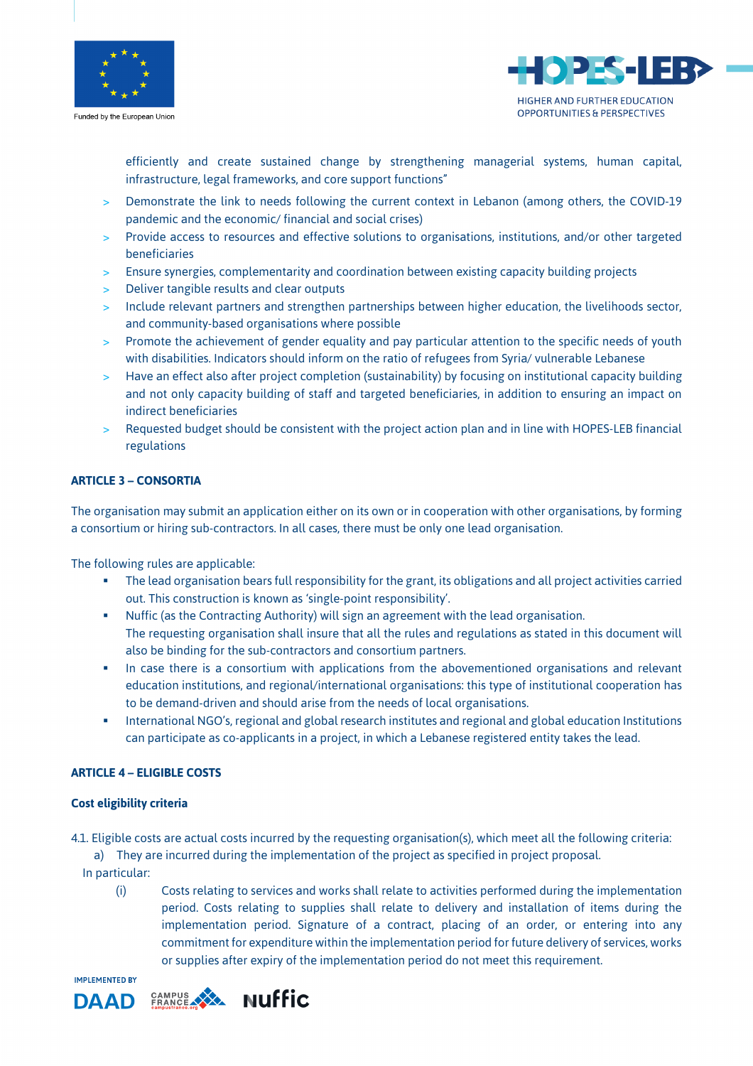efficiently and create sustained change by strengthening managerial systems, human capital, infrastructure, legal frameworks, and core support functions"

- Demonstrate the link to needs following the current context in Lebanon (among others, the COVID-19 pandemic and the economic/ financial and social crises)
- Provide access to resources and effective solutions to organisations, institutions, and/or other targeted beneficiaries
- Ensure synergies, complementarity and coordination between existing capacity building projects
- Deliver tangible results and clear outputs
- Include relevant partners and strengthen partnerships between higher education, the livelihoods sector, and community-based organisations where possible
- Promote the achievement of gender equality and pay particular attention to the specific needs of youth with disabilities. Indicators should inform on the ratio of refugees from Syria/ vulnerable Lebanese
- Have an effect also after project completion (sustainability) by focusing on institutional capacity building and not only capacity building of staff and targeted beneficiaries, in addition to ensuring an impact on indirect beneficiaries
- Requested budget should be consistent with the project action plan and in line with HOPES-LEB financial regulations

**ARTICLE 3 – CONSORTIA**

The organisation may submit an application either on its own or in cooperation with other organisations, by forming a consortium or hiring sub-contractors. In all cases, there must be only one lead organisation.

The following rules are applicable:

- The lead organisation bears full responsibility for the grant, its obligations and all project activities carried out. This construction is known as 'single-point responsibility'.
- Nuffic (as the Contracting Authority) will sign an agreement with the lead organisation.
  The requesting organisation shall insure that all the rules and regulations as stated in this document will also be binding for the sub-contractors and consortium partners.
- In case there is a consortium with applications from the abovementioned organisations and relevant education institutions, and regional/international organisations: this type of institutional cooperation has to be demand-driven and should arise from the needs of local organisations.
- International NGO's, regional and global research institutes and regional and global education Institutions can participate as co-applicants in a project, in which a Lebanese registered entity takes the lead.

**ARTICLE 4 – ELIGIBLE COSTS**

**Cost eligibility criteria**

4.1. Eligible costs are actual costs incurred by the requesting organisation(s), which meet all the following criteria:

a) They are incurred during the implementation of the project as specified in project proposal.

In particular:

(i) Costs relating to services and works shall relate to activities performed during the implementation period. Costs relating to supplies shall relate to delivery and installation of items during the implementation period. Signature of a contract, placing of an order, or entering into any commitment for expenditure within the implementation period for future delivery of services, works or supplies after expiry of the implementation period do not meet this requirement.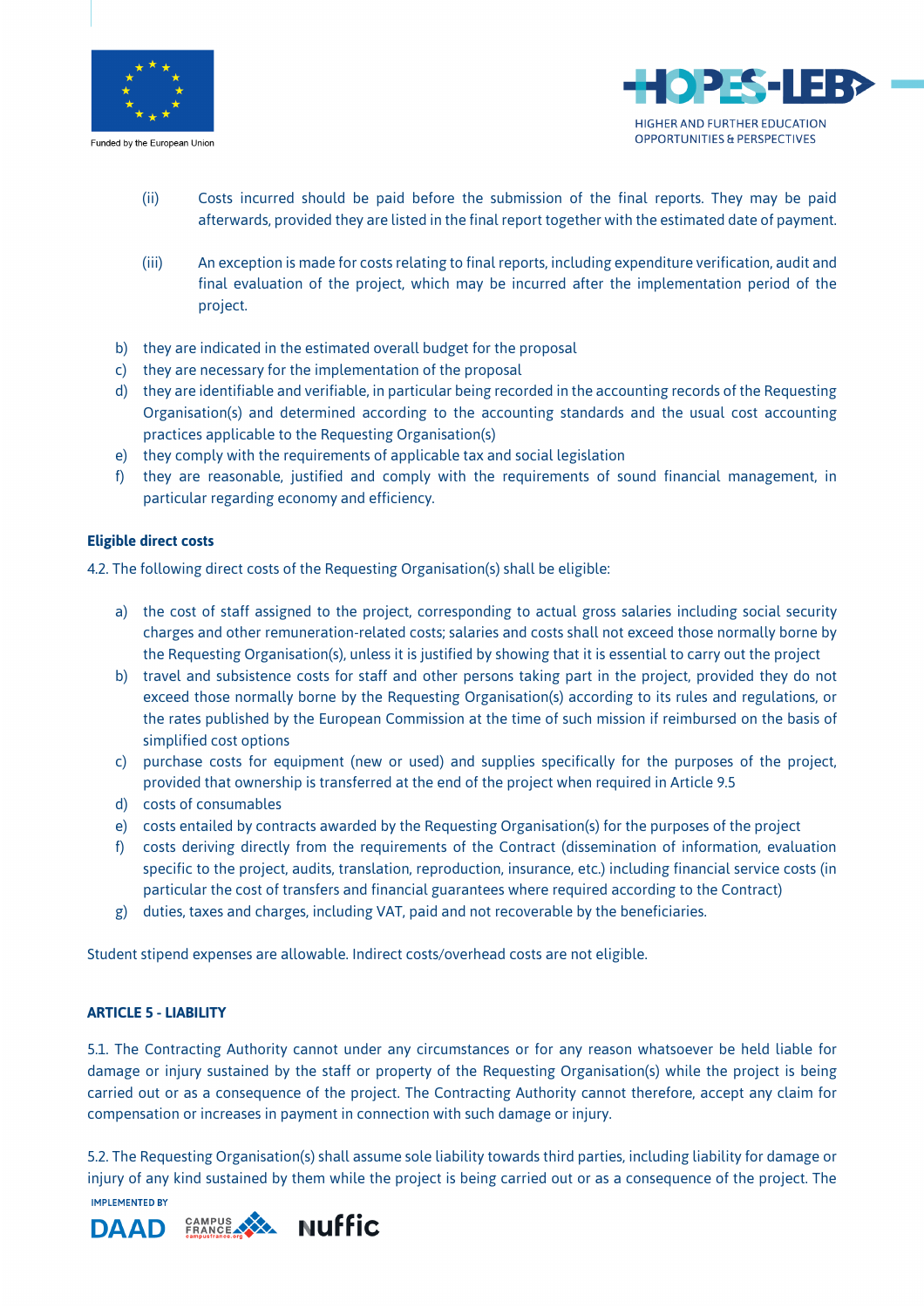(ii) Costs incurred should be paid before the submission of the final reports. They may be paid afterwards, provided they are listed in the final report together with the estimated date of payment.

(iii) An exception is made for costs relating to final reports, including expenditure verification, audit and final evaluation of the project, which may be incurred after the implementation period of the project.

b) they are indicated in the estimated overall budget for the proposal
c) they are necessary for the implementation of the proposal
d) they are identifiable and verifiable, in particular being recorded in the accounting records of the Requesting Organisation(s) and determined according to the accounting standards and the usual cost accounting practices applicable to the Requesting Organisation(s)
e) they comply with the requirements of applicable tax and social legislation
f) they are reasonable, justified and comply with the requirements of sound financial management, in particular regarding economy and efficiency.

**Eligible direct costs**

4.2. The following direct costs of the Requesting Organisation(s) shall be eligible:

a) the cost of staff assigned to the project, corresponding to actual gross salaries including social security charges and other remuneration-related costs; salaries and costs shall not exceed those normally borne by the Requesting Organisation(s), unless it is justified by showing that it is essential to carry out the project
b) travel and subsistence costs for staff and other persons taking part in the project, provided they do not exceed those normally borne by the Requesting Organisation(s) according to its rules and regulations, or the rates published by the European Commission at the time of such mission if reimbursed on the basis of simplified cost options
c) purchase costs for equipment (new or used) and supplies specifically for the purposes of the project, provided that ownership is transferred at the end of the project when required in Article 9.5
d) costs of consumables
e) costs entailed by contracts awarded by the Requesting Organisation(s) for the purposes of the project
f) costs deriving directly from the requirements of the Contract (dissemination of information, evaluation specific to the project, audits, translation, reproduction, insurance, etc.) including financial service costs (in particular the cost of transfers and financial guarantees where required according to the Contract)
g) duties, taxes and charges, including VAT, paid and not recoverable by the beneficiaries.

Student stipend expenses are allowable. Indirect costs/overhead costs are not eligible.

## ARTICLE 5 - LIABILITY

5.1. The Contracting Authority cannot under any circumstances or for any reason whatsoever be held liable for damage or injury sustained by the staff or property of the Requesting Organisation(s) while the project is being carried out or as a consequence of the project. The Contracting Authority cannot therefore, accept any claim for compensation or increases in payment in connection with such damage or injury.

5.2. The Requesting Organisation(s) shall assume sole liability towards third parties, including liability for damage or injury of any kind sustained by them while the project is being carried out or as a consequence of the project. The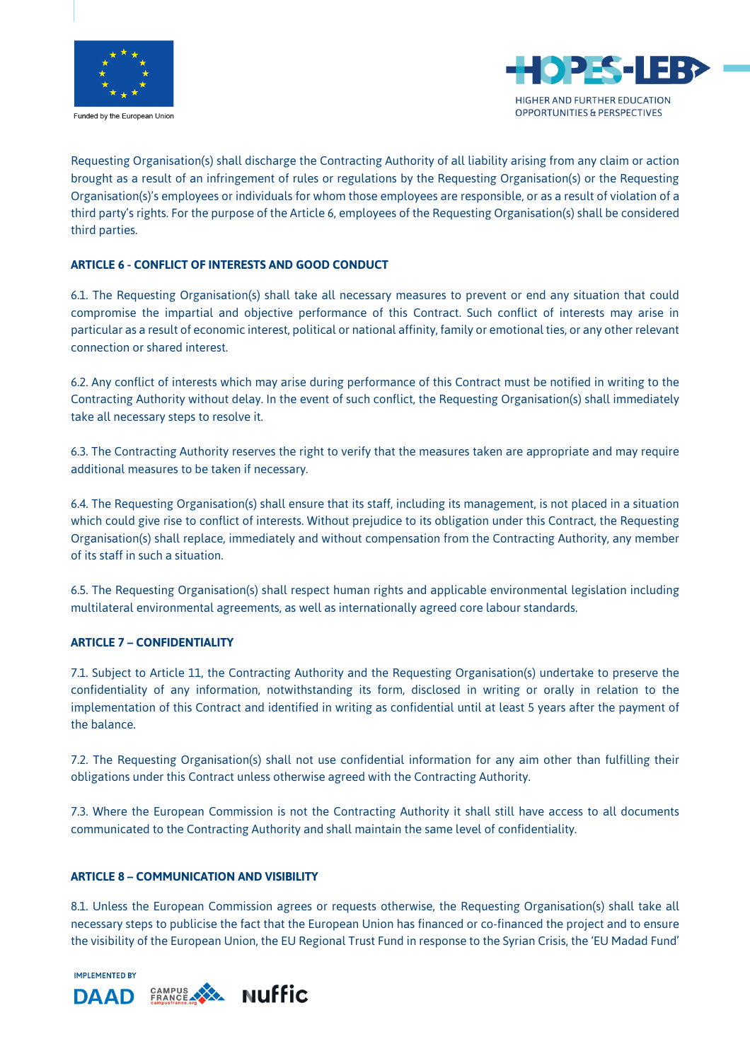Requesting Organisation(s) shall discharge the Contracting Authority of all liability arising from any claim or action brought as a result of an infringement of rules or regulations by the Requesting Organisation(s) or the Requesting Organisation(s)'s employees or individuals for whom those employees are responsible, or as a result of violation of a third party's rights. For the purpose of the Article 6, employees of the Requesting Organisation(s) shall be considered third parties.

**ARTICLE 6 - CONFLICT OF INTERESTS AND GOOD CONDUCT**

6.1. The Requesting Organisation(s) shall take all necessary measures to prevent or end any situation that could compromise the impartial and objective performance of this Contract. Such conflict of interests may arise in particular as a result of economic interest, political or national affinity, family or emotional ties, or any other relevant connection or shared interest.

6.2. Any conflict of interests which may arise during performance of this Contract must be notified in writing to the Contracting Authority without delay. In the event of such conflict, the Requesting Organisation(s) shall immediately take all necessary steps to resolve it.

6.3. The Contracting Authority reserves the right to verify that the measures taken are appropriate and may require additional measures to be taken if necessary.

6.4. The Requesting Organisation(s) shall ensure that its staff, including its management, is not placed in a situation which could give rise to conflict of interests. Without prejudice to its obligation under this Contract, the Requesting Organisation(s) shall replace, immediately and without compensation from the Contracting Authority, any member of its staff in such a situation.

6.5. The Requesting Organisation(s) shall respect human rights and applicable environmental legislation including multilateral environmental agreements, as well as internationally agreed core labour standards.

**ARTICLE 7 – CONFIDENTIALITY**

7.1. Subject to Article 11, the Contracting Authority and the Requesting Organisation(s) undertake to preserve the confidentiality of any information, notwithstanding its form, disclosed in writing or orally in relation to the implementation of this Contract and identified in writing as confidential until at least 5 years after the payment of the balance.

7.2. The Requesting Organisation(s) shall not use confidential information for any aim other than fulfilling their obligations under this Contract unless otherwise agreed with the Contracting Authority.

7.3. Where the European Commission is not the Contracting Authority it shall still have access to all documents communicated to the Contracting Authority and shall maintain the same level of confidentiality.

**ARTICLE 8 – COMMUNICATION AND VISIBILITY**

8.1. Unless the European Commission agrees or requests otherwise, the Requesting Organisation(s) shall take all necessary steps to publicise the fact that the European Union has financed or co-financed the project and to ensure the visibility of the European Union, the EU Regional Trust Fund in response to the Syrian Crisis, the 'EU Madad Fund'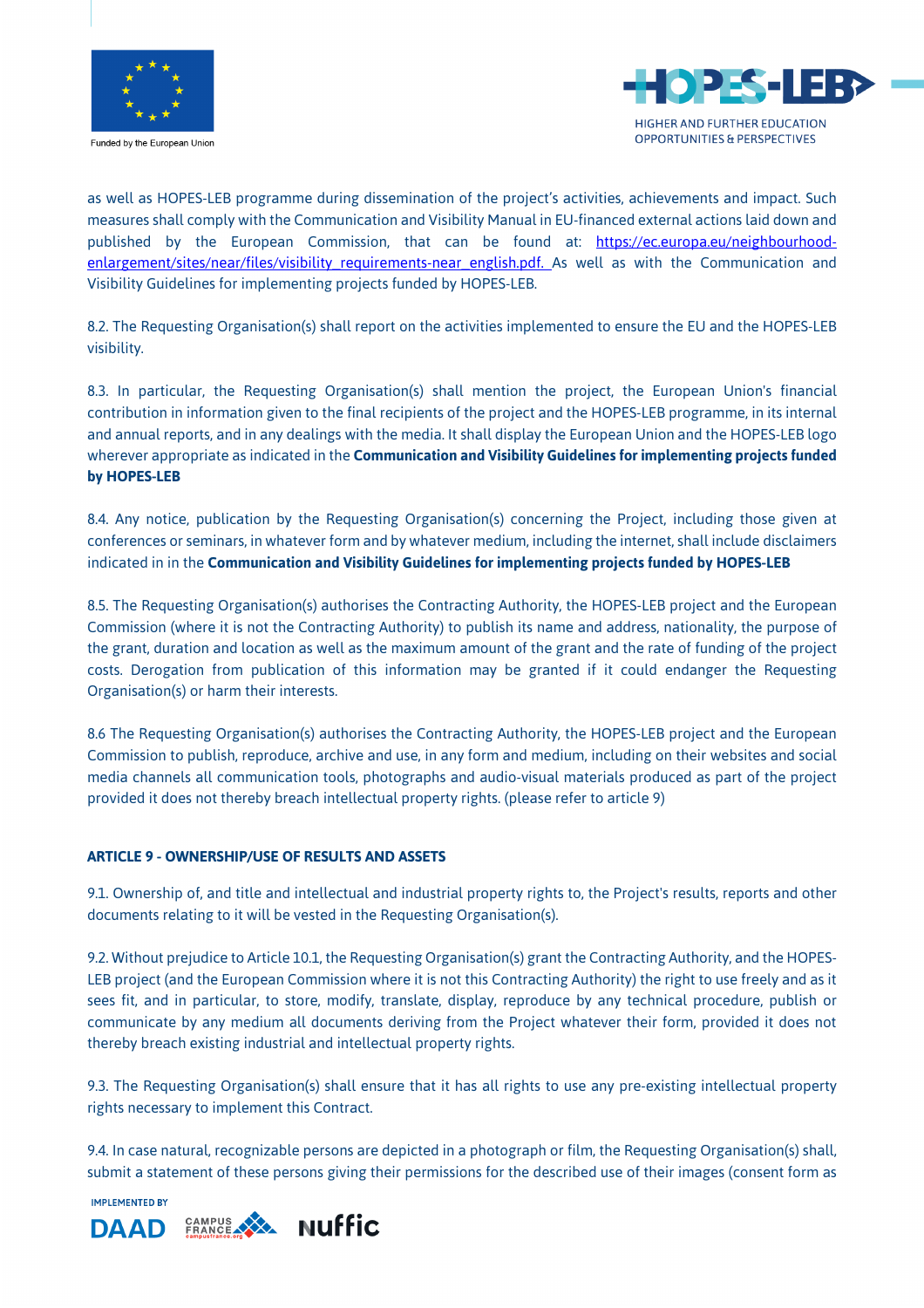as well as HOPES-LEB programme during dissemination of the project's activities, achievements and impact. Such measures shall comply with the Communication and Visibility Manual in EU-financed external actions laid down and published by the European Commission, that can be found at: [https://ec.europa.eu/neighbourhood-enlargement/sites/near/files/visibility_requirements-near_english.pdf.](https://ec.europa.eu/neighbourhood-enlargement/sites/near/files/visibility_requirements-near_english.pdf) As well as with the Communication and Visibility Guidelines for implementing projects funded by HOPES-LEB.

8.2. The Requesting Organisation(s) shall report on the activities implemented to ensure the EU and the HOPES-LEB visibility.

8.3. In particular, the Requesting Organisation(s) shall mention the project, the European Union's financial contribution in information given to the final recipients of the project and the HOPES-LEB programme, in its internal and annual reports, and in any dealings with the media. It shall display the European Union and the HOPES-LEB logo wherever appropriate as indicated in the **Communication and Visibility Guidelines for implementing projects funded by HOPES-LEB**

8.4. Any notice, publication by the Requesting Organisation(s) concerning the Project, including those given at conferences or seminars, in whatever form and by whatever medium, including the internet, shall include disclaimers indicated in in the **Communication and Visibility Guidelines for implementing projects funded by HOPES-LEB**

8.5. The Requesting Organisation(s) authorises the Contracting Authority, the HOPES-LEB project and the European Commission (where it is not the Contracting Authority) to publish its name and address, nationality, the purpose of the grant, duration and location as well as the maximum amount of the grant and the rate of funding of the project costs. Derogation from publication of this information may be granted if it could endanger the Requesting Organisation(s) or harm their interests.

8.6 The Requesting Organisation(s) authorises the Contracting Authority, the HOPES-LEB project and the European Commission to publish, reproduce, archive and use, in any form and medium, including on their websites and social media channels all communication tools, photographs and audio-visual materials produced as part of the project provided it does not thereby breach intellectual property rights. (please refer to article 9)

### ARTICLE 9 - OWNERSHIP/USE OF RESULTS AND ASSETS

9.1. Ownership of, and title and intellectual and industrial property rights to, the Project's results, reports and other documents relating to it will be vested in the Requesting Organisation(s).

9.2. Without prejudice to Article 10.1, the Requesting Organisation(s) grant the Contracting Authority, and the HOPES-LEB project (and the European Commission where it is not this Contracting Authority) the right to use freely and as it sees fit, and in particular, to store, modify, translate, display, reproduce by any technical procedure, publish or communicate by any medium all documents deriving from the Project whatever their form, provided it does not thereby breach existing industrial and intellectual property rights.

9.3. The Requesting Organisation(s) shall ensure that it has all rights to use any pre-existing intellectual property rights necessary to implement this Contract.

9.4. In case natural, recognizable persons are depicted in a photograph or film, the Requesting Organisation(s) shall, submit a statement of these persons giving their permissions for the described use of their images (consent form as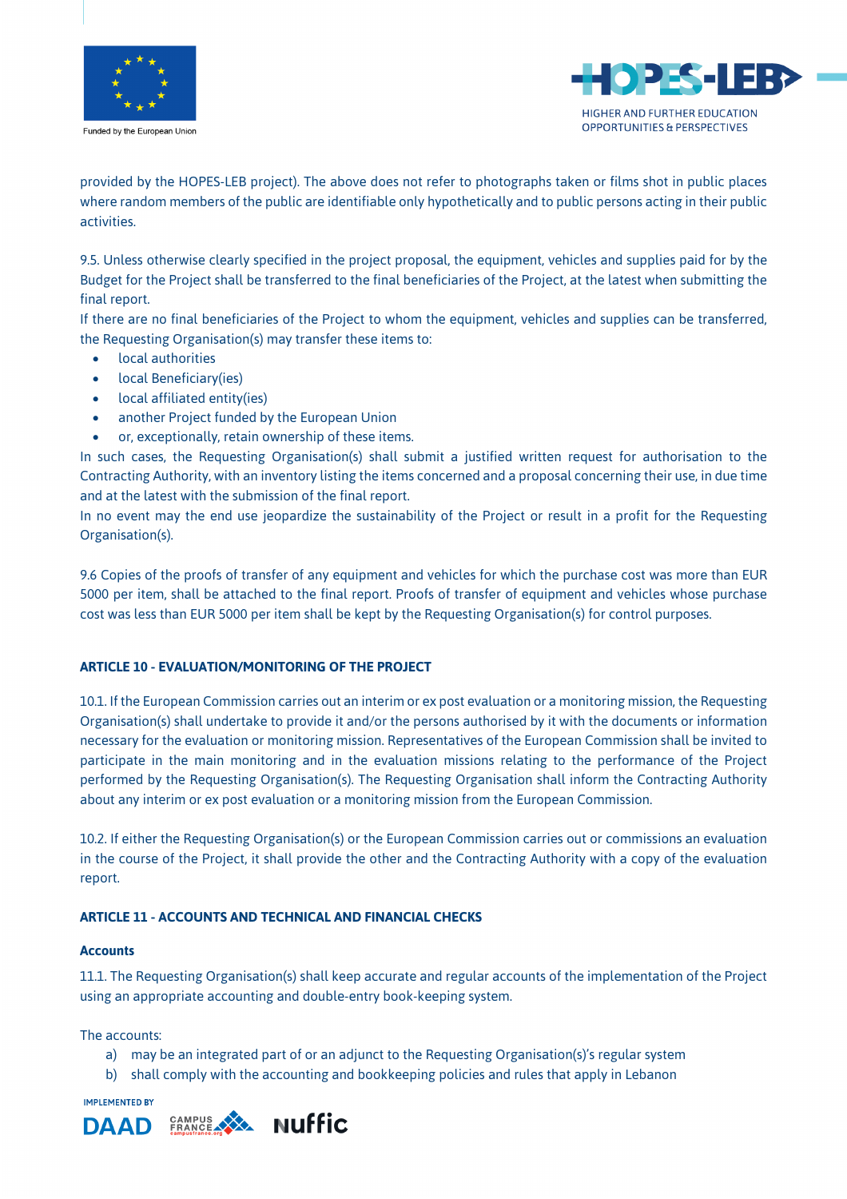provided by the HOPES-LEB project). The above does not refer to photographs taken or films shot in public places where random members of the public are identifiable only hypothetically and to public persons acting in their public activities.

9.5. Unless otherwise clearly specified in the project proposal, the equipment, vehicles and supplies paid for by the Budget for the Project shall be transferred to the final beneficiaries of the Project, at the latest when submitting the final report.
If there are no final beneficiaries of the Project to whom the equipment, vehicles and supplies can be transferred, the Requesting Organisation(s) may transfer these items to:

- local authorities
- local Beneficiary(ies)
- local affiliated entity(ies)
- another Project funded by the European Union
- or, exceptionally, retain ownership of these items.

In such cases, the Requesting Organisation(s) shall submit a justified written request for authorisation to the Contracting Authority, with an inventory listing the items concerned and a proposal concerning their use, in due time and at the latest with the submission of the final report.
In no event may the end use jeopardize the sustainability of the Project or result in a profit for the Requesting Organisation(s).

9.6 Copies of the proofs of transfer of any equipment and vehicles for which the purchase cost was more than EUR 5000 per item, shall be attached to the final report. Proofs of transfer of equipment and vehicles whose purchase cost was less than EUR 5000 per item shall be kept by the Requesting Organisation(s) for control purposes.

## ARTICLE 10 - EVALUATION/MONITORING OF THE PROJECT

10.1. If the European Commission carries out an interim or ex post evaluation or a monitoring mission, the Requesting Organisation(s) shall undertake to provide it and/or the persons authorised by it with the documents or information necessary for the evaluation or monitoring mission. Representatives of the European Commission shall be invited to participate in the main monitoring and in the evaluation missions relating to the performance of the Project performed by the Requesting Organisation(s). The Requesting Organisation shall inform the Contracting Authority about any interim or ex post evaluation or a monitoring mission from the European Commission.

10.2. If either the Requesting Organisation(s) or the European Commission carries out or commissions an evaluation in the course of the Project, it shall provide the other and the Contracting Authority with a copy of the evaluation report.

## ARTICLE 11 - ACCOUNTS AND TECHNICAL AND FINANCIAL CHECKS

### Accounts

11.1. The Requesting Organisation(s) shall keep accurate and regular accounts of the implementation of the Project using an appropriate accounting and double-entry book-keeping system.

The accounts:

a) may be an integrated part of or an adjunct to the Requesting Organisation(s)'s regular system
b) shall comply with the accounting and bookkeeping policies and rules that apply in Lebanon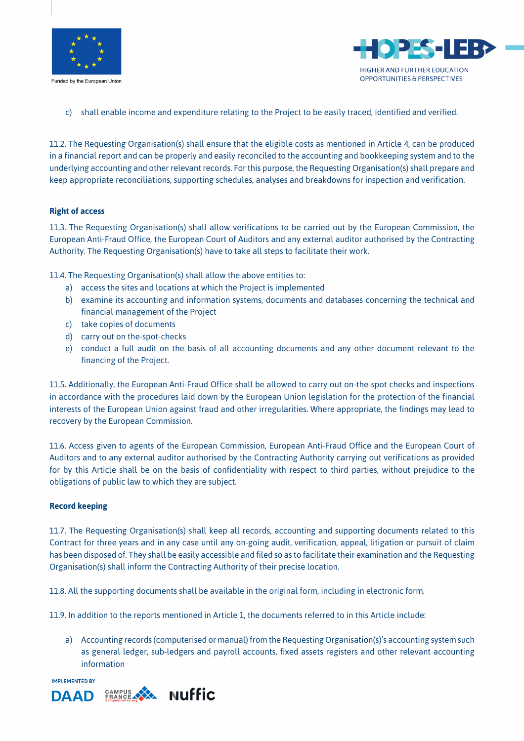c) shall enable income and expenditure relating to the Project to be easily traced, identified and verified.

11.2. The Requesting Organisation(s) shall ensure that the eligible costs as mentioned in Article 4, can be produced in a financial report and can be properly and easily reconciled to the accounting and bookkeeping system and to the underlying accounting and other relevant records. For this purpose, the Requesting Organisation(s) shall prepare and keep appropriate reconciliations, supporting schedules, analyses and breakdowns for inspection and verification.

**Right of access**

11.3. The Requesting Organisation(s) shall allow verifications to be carried out by the European Commission, the European Anti-Fraud Office, the European Court of Auditors and any external auditor authorised by the Contracting Authority. The Requesting Organisation(s) have to take all steps to facilitate their work.

11.4. The Requesting Organisation(s) shall allow the above entities to:

a) access the sites and locations at which the Project is implemented
b) examine its accounting and information systems, documents and databases concerning the technical and financial management of the Project
c) take copies of documents
d) carry out on the-spot-checks
e) conduct a full audit on the basis of all accounting documents and any other document relevant to the financing of the Project.

11.5. Additionally, the European Anti-Fraud Office shall be allowed to carry out on-the-spot checks and inspections in accordance with the procedures laid down by the European Union legislation for the protection of the financial interests of the European Union against fraud and other irregularities. Where appropriate, the findings may lead to recovery by the European Commission.

11.6. Access given to agents of the European Commission, European Anti-Fraud Office and the European Court of Auditors and to any external auditor authorised by the Contracting Authority carrying out verifications as provided for by this Article shall be on the basis of confidentiality with respect to third parties, without prejudice to the obligations of public law to which they are subject.

**Record keeping**

11.7. The Requesting Organisation(s) shall keep all records, accounting and supporting documents related to this Contract for three years and in any case until any on-going audit, verification, appeal, litigation or pursuit of claim has been disposed of. They shall be easily accessible and filed so as to facilitate their examination and the Requesting Organisation(s) shall inform the Contracting Authority of their precise location.

11.8. All the supporting documents shall be available in the original form, including in electronic form.

11.9. In addition to the reports mentioned in Article 1, the documents referred to in this Article include:

a) Accounting records (computerised or manual) from the Requesting Organisation(s)'s accounting system such as general ledger, sub-ledgers and payroll accounts, fixed assets registers and other relevant accounting information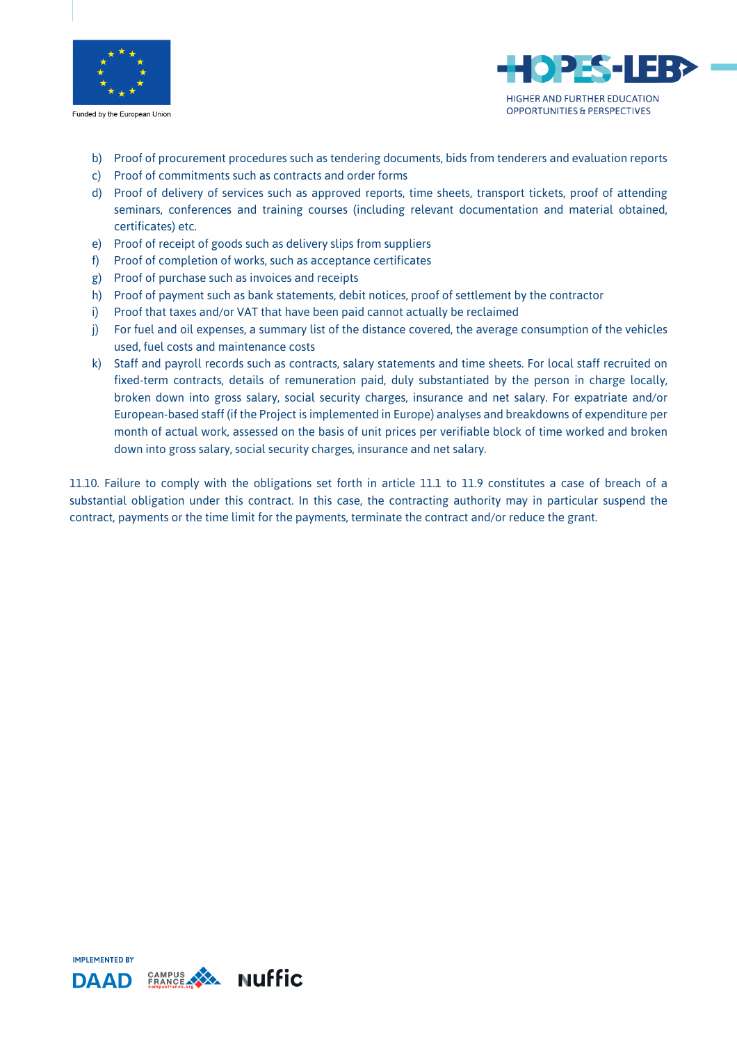b) Proof of procurement procedures such as tendering documents, bids from tenderers and evaluation reports
c) Proof of commitments such as contracts and order forms
d) Proof of delivery of services such as approved reports, time sheets, transport tickets, proof of attending seminars, conferences and training courses (including relevant documentation and material obtained, certificates) etc.
e) Proof of receipt of goods such as delivery slips from suppliers
f) Proof of completion of works, such as acceptance certificates
g) Proof of purchase such as invoices and receipts
h) Proof of payment such as bank statements, debit notices, proof of settlement by the contractor
i) Proof that taxes and/or VAT that have been paid cannot actually be reclaimed
j) For fuel and oil expenses, a summary list of the distance covered, the average consumption of the vehicles used, fuel costs and maintenance costs
k) Staff and payroll records such as contracts, salary statements and time sheets. For local staff recruited on fixed-term contracts, details of remuneration paid, duly substantiated by the person in charge locally, broken down into gross salary, social security charges, insurance and net salary. For expatriate and/or European-based staff (if the Project is implemented in Europe) analyses and breakdowns of expenditure per month of actual work, assessed on the basis of unit prices per verifiable block of time worked and broken down into gross salary, social security charges, insurance and net salary.

11.10. Failure to comply with the obligations set forth in article 11.1 to 11.9 constitutes a case of breach of a substantial obligation under this contract. In this case, the contracting authority may in particular suspend the contract, payments or the time limit for the payments, terminate the contract and/or reduce the grant.